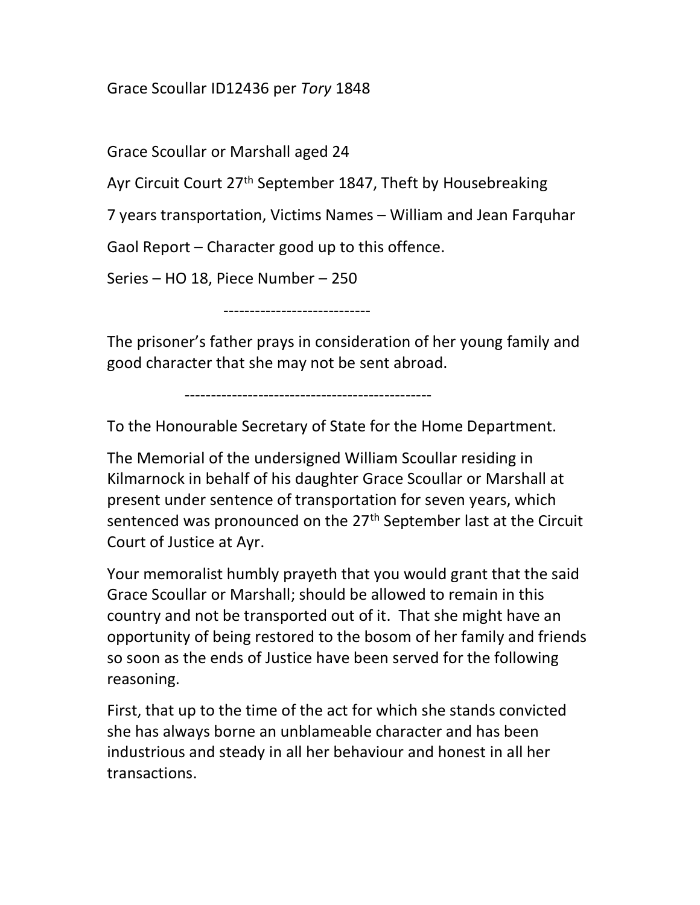Grace Scoullar ID12436 per *Tory* 1848

Grace Scoullar or Marshall aged 24

Ayr Circuit Court 27th September 1847, Theft by Housebreaking

7 years transportation, Victims Names – William and Jean Farquhar

Gaol Report – Character good up to this offence.

Series – HO 18, Piece Number – 250

----------------------------

The prisoner's father prays in consideration of her young family and good character that she may not be sent abroad.

----------------------------------------------

To the Honourable Secretary of State for the Home Department.

The Memorial of the undersigned William Scoullar residing in Kilmarnock in behalf of his daughter Grace Scoullar or Marshall at present under sentence of transportation for seven years, which sentenced was pronounced on the 27th September last at the Circuit Court of Justice at Ayr.

Your memoralist humbly prayeth that you would grant that the said Grace Scoullar or Marshall; should be allowed to remain in this country and not be transported out of it. That she might have an opportunity of being restored to the bosom of her family and friends so soon as the ends of Justice have been served for the following reasoning.

First, that up to the time of the act for which she stands convicted she has always borne an unblameable character and has been industrious and steady in all her behaviour and honest in all her transactions.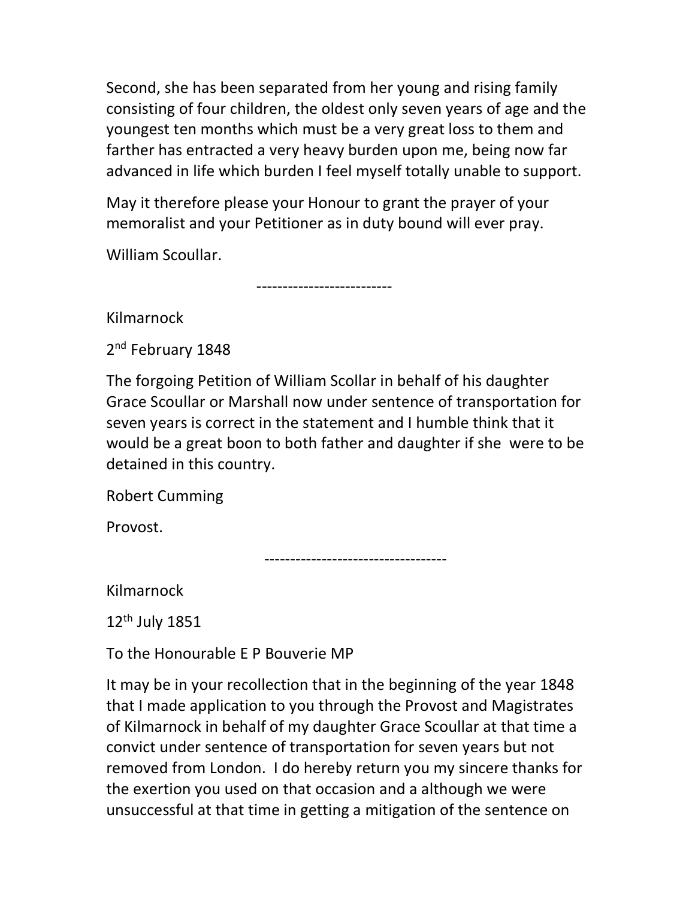Second, she has been separated from her young and rising family consisting of four children, the oldest only seven years of age and the youngest ten months which must be a very great loss to them and farther has entracted a very heavy burden upon me, being now far advanced in life which burden I feel myself totally unable to support.

May it therefore please your Honour to grant the prayer of your memoralist and your Petitioner as in duty bound will ever pray.

William Scoullar.

-------------------------

Kilmarnock

2nd February 1848

The forgoing Petition of William Scollar in behalf of his daughter Grace Scoullar or Marshall now under sentence of transportation for seven years is correct in the statement and I humble think that it would be a great boon to both father and daughter if she were to be detained in this country.

Robert Cumming

Provost.

-----------------------------------

Kilmarnock

12th July 1851

To the Honourable E P Bouverie MP

It may be in your recollection that in the beginning of the year 1848 that I made application to you through the Provost and Magistrates of Kilmarnock in behalf of my daughter Grace Scoullar at that time a convict under sentence of transportation for seven years but not removed from London. I do hereby return you my sincere thanks for the exertion you used on that occasion and a although we were unsuccessful at that time in getting a mitigation of the sentence on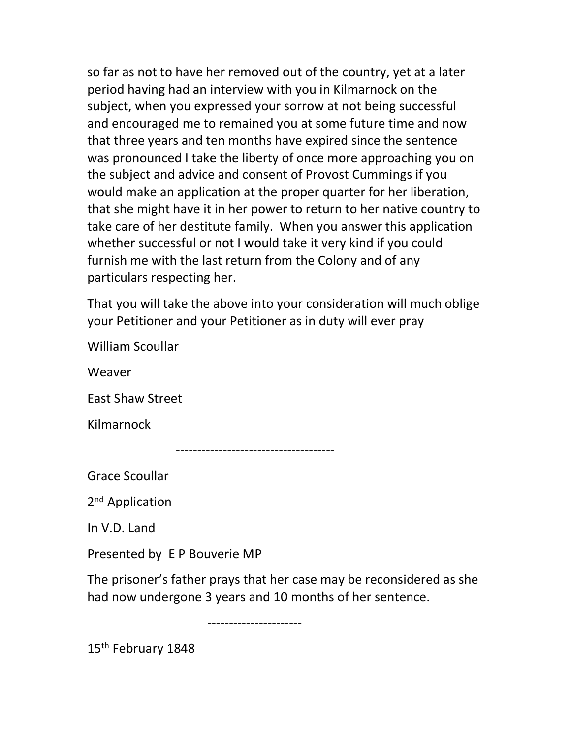so far as not to have her removed out of the country, yet at a later period having had an interview with you in Kilmarnock on the subject, when you expressed your sorrow at not being successful and encouraged me to remained you at some future time and now that three years and ten months have expired since the sentence was pronounced I take the liberty of once more approaching you on the subject and advice and consent of Provost Cummings if you would make an application at the proper quarter for her liberation, that she might have it in her power to return to her native country to take care of her destitute family. When you answer this application whether successful or not I would take it very kind if you could furnish me with the last return from the Colony and of any particulars respecting her.

That you will take the above into your consideration will much oblige your Petitioner and your Petitioner as in duty will ever pray

William Scoullar

Weaver

East Shaw Street

Kilmarnock

---

Grace Scoullar

2nd Application

In V.D. Land

Presented by E P Bouverie MP

The prisoner's father prays that her case may be reconsidered as she had now undergone 3 years and 10 months of her sentence.

---

15th February 1848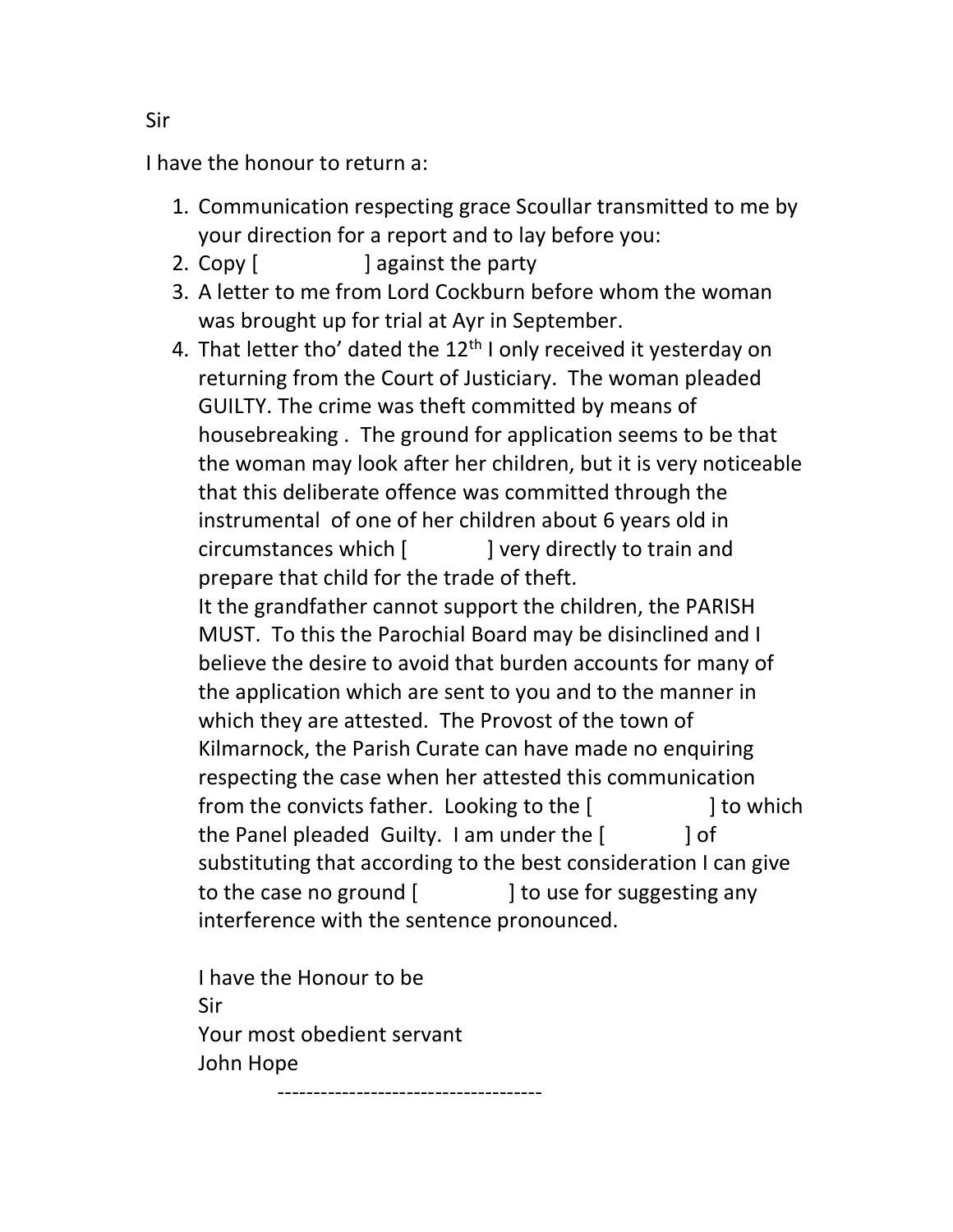Sir

I have the honour to return a:

1. Communication respecting grace Scoullar transmitted to me by your direction for a report and to lay before you:
2. Copy [ ] against the party
3. A letter to me from Lord Cockburn before whom the woman was brought up for trial at Ayr in September.
4. That letter tho' dated the 12th I only received it yesterday on returning from the Court of Justiciary. The woman pleaded GUILTY. The crime was theft committed by means of housebreaking . The ground for application seems to be that the woman may look after her children, but it is very noticeable that this deliberate offence was committed through the instrumental of one of her children about 6 years old in circumstances which [ ] very directly to train and prepare that child for the trade of theft.
   It the grandfather cannot support the children, the PARISH MUST. To this the Parochial Board may be disinclined and I believe the desire to avoid that burden accounts for many of the application which are sent to you and to the manner in which they are attested. The Provost of the town of Kilmarnock, the Parish Curate can have made no enquiring respecting the case when her attested this communication from the convicts father. Looking to the [ ] to which the Panel pleaded Guilty. I am under the [ ] of substituting that according to the best consideration I can give to the case no ground [ ] to use for suggesting any interference with the sentence pronounced.

   I have the Honour to be
   Sir
   Your most obedient servant
   John Hope

------------------------------------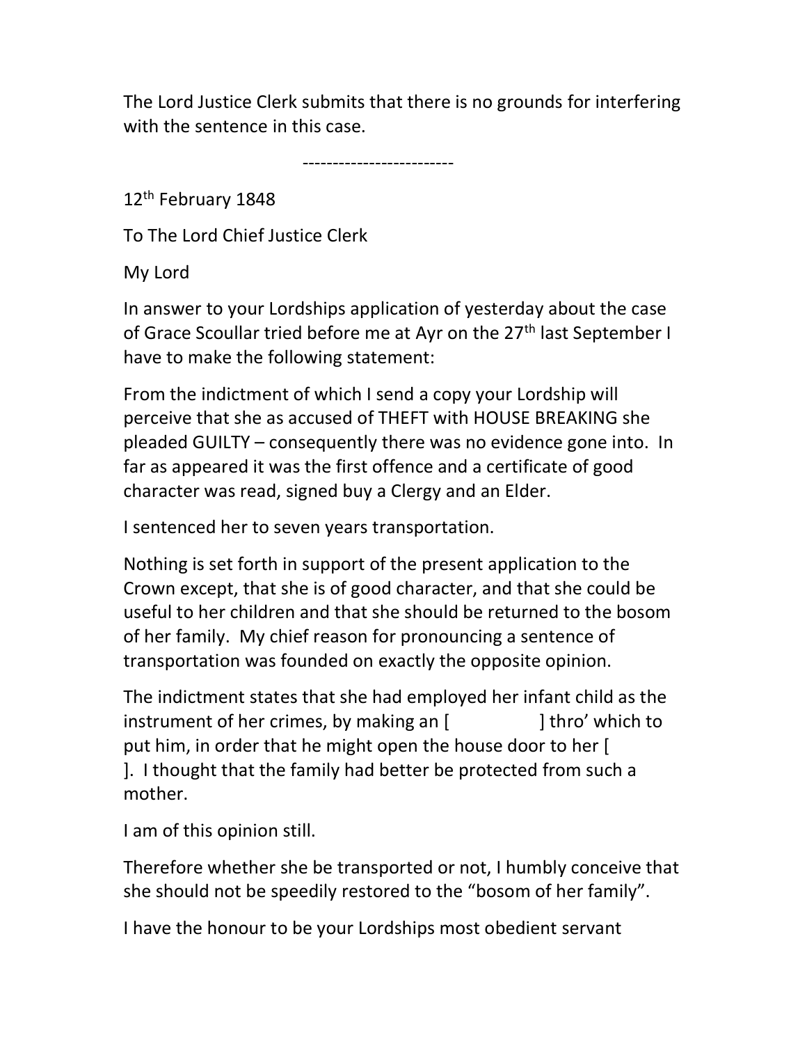The Lord Justice Clerk submits that there is no grounds for interfering with the sentence in this case.

-------------------------

12th February 1848

To The Lord Chief Justice Clerk

My Lord

In answer to your Lordships application of yesterday about the case of Grace Scoullar tried before me at Ayr on the 27th last September I have to make the following statement:

From the indictment of which I send a copy your Lordship will perceive that she as accused of THEFT with HOUSE BREAKING she pleaded GUILTY – consequently there was no evidence gone into. In far as appeared it was the first offence and a certificate of good character was read, signed buy a Clergy and an Elder.

I sentenced her to seven years transportation.

Nothing is set forth in support of the present application to the Crown except, that she is of good character, and that she could be useful to her children and that she should be returned to the bosom of her family. My chief reason for pronouncing a sentence of transportation was founded on exactly the opposite opinion.

The indictment states that she had employed her infant child as the instrument of her crimes, by making an [ ] thro' which to put him, in order that he might open the house door to her [ ]. I thought that the family had better be protected from such a mother.

I am of this opinion still.

Therefore whether she be transported or not, I humbly conceive that she should not be speedily restored to the "bosom of her family".

I have the honour to be your Lordships most obedient servant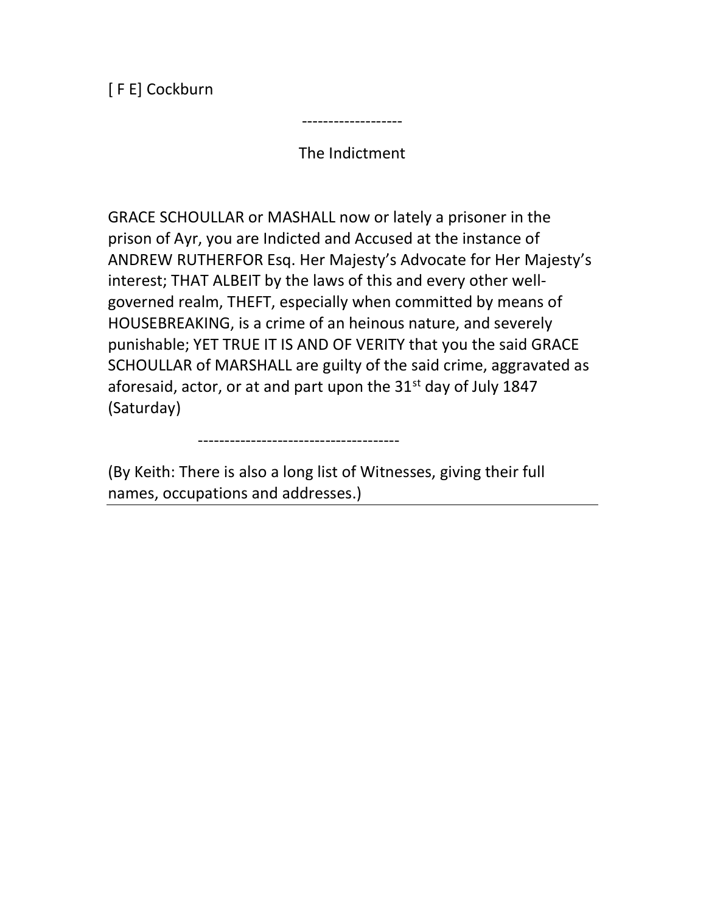[ F E] Cockburn

-------------------

The Indictment

GRACE SCHOULLAR or MASHALL now or lately a prisoner in the prison of Ayr, you are Indicted and Accused at the instance of ANDREW RUTHERFOR Esq. Her Majesty's Advocate for Her Majesty's interest; THAT ALBEIT by the laws of this and every other well-governed realm, THEFT, especially when committed by means of HOUSEBREAKING, is a crime of an heinous nature, and severely punishable; YET TRUE IT IS AND OF VERITY that you the said GRACE SCHOULLAR of MARSHALL are guilty of the said crime, aggravated as aforesaid, actor, or at and part upon the 31st day of July 1847 (Saturday)

--------------------------------------

(By Keith: There is also a long list of Witnesses, giving their full names, occupations and addresses.)